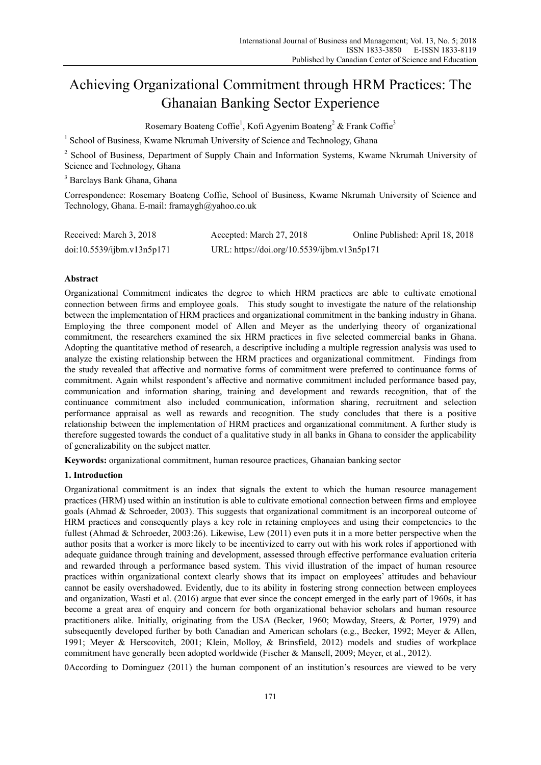# Achieving Organizational Commitment through HRM Practices: The Ghanaian Banking Sector Experience

Rosemary Boateng Coffie[1], Kofi Agyenim Boateng[2] & Frank Coffie[3]

[1] School of Business, Kwame Nkrumah University of Science and Technology, Ghana

[2] School of Business, Department of Supply Chain and Information Systems, Kwame Nkrumah University of Science and Technology, Ghana

[3] Barclays Bank Ghana, Ghana

Correspondence: Rosemary Boateng Coffie, School of Business, Kwame Nkrumah University of Science and Technology, Ghana. E-mail: framaygh@yahoo.co.uk

Received: March 3, 2018 Accepted: March 27, 2018 Online Published: April 18, 2018

doi:10.5539/ijbm.v13n5p171 URL: https://doi.org/10.5539/ijbm.v13n5p171

## Abstract

Organizational Commitment indicates the degree to which HRM practices are able to cultivate emotional connection between firms and employee goals. This study sought to investigate the nature of the relationship between the implementation of HRM practices and organizational commitment in the banking industry in Ghana. Employing the three component model of Allen and Meyer as the underlying theory of organizational commitment, the researchers examined the six HRM practices in five selected commercial banks in Ghana. Adopting the quantitative method of research, a descriptive including a multiple regression analysis was used to analyze the existing relationship between the HRM practices and organizational commitment. Findings from the study revealed that affective and normative forms of commitment were preferred to continuance forms of commitment. Again whilst respondent's affective and normative commitment included performance based pay, communication and information sharing, training and development and rewards recognition, that of the continuance commitment also included communication, information sharing, recruitment and selection performance appraisal as well as rewards and recognition. The study concludes that there is a positive relationship between the implementation of HRM practices and organizational commitment. A further study is therefore suggested towards the conduct of a qualitative study in all banks in Ghana to consider the applicability of generalizability on the subject matter.

**Keywords:** organizational commitment, human resource practices, Ghanaian banking sector

## 1. Introduction

Organizational commitment is an index that signals the extent to which the human resource management practices (HRM) used within an institution is able to cultivate emotional connection between firms and employee goals (Ahmad & Schroeder, 2003). This suggests that organizational commitment is an incorporeal outcome of HRM practices and consequently plays a key role in retaining employees and using their competencies to the fullest (Ahmad & Schroeder, 2003:26). Likewise, Lew (2011) even puts it in a more better perspective when the author posits that a worker is more likely to be incentivized to carry out with his work roles if apportioned with adequate guidance through training and development, assessed through effective performance evaluation criteria and rewarded through a performance based system. This vivid illustration of the impact of human resource practices within organizational context clearly shows that its impact on employees' attitudes and behaviour cannot be easily overshadowed. Evidently, due to its ability in fostering strong connection between employees and organization, Wasti et al. (2016) argue that ever since the concept emerged in the early part of 1960s, it has become a great area of enquiry and concern for both organizational behavior scholars and human resource practitioners alike. Initially, originating from the USA (Becker, 1960; Mowday, Steers, & Porter, 1979) and subsequently developed further by both Canadian and American scholars (e.g., Becker, 1992; Meyer & Allen, 1991; Meyer & Herscovitch, 2001; Klein, Molloy, & Brinsfield, 2012) models and studies of workplace commitment have generally been adopted worldwide (Fischer & Mansell, 2009; Meyer, et al., 2012).

0According to Dominguez (2011) the human component of an institution's resources are viewed to be very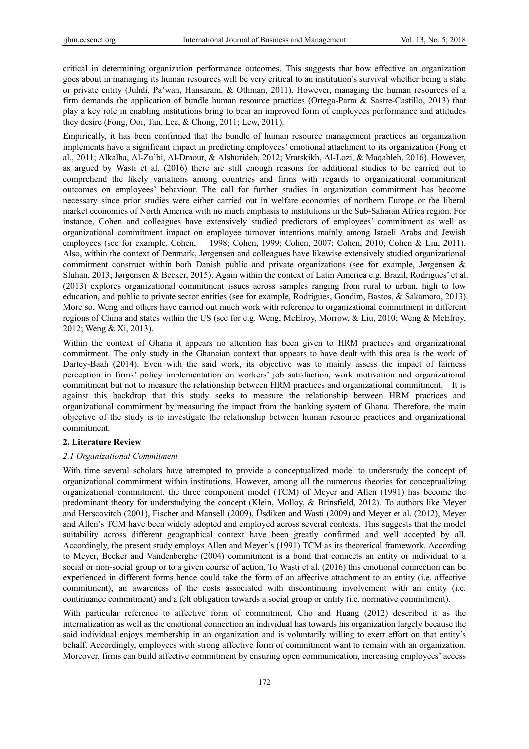critical in determining organization performance outcomes. This suggests that how effective an organization goes about in managing its human resources will be very critical to an institution's survival whether being a state or private entity (Juhdi, Pa'wan, Hansaram, & Othman, 2011). However, managing the human resources of a firm demands the application of bundle human resource practices (Ortega-Parra & Sastre-Castillo, 2013) that play a key role in enabling institutions bring to bear an improved form of employees performance and attitudes they desire (Fong, Ooi, Tan, Lee, & Chong, 2011; Lew, 2011).

Empirically, it has been confirmed that the bundle of human resource management practices an organization implements have a significant impact in predicting employees' emotional attachment to its organization (Fong et al., 2011; Alkalha, Al-Zu'bi, Al-Dmour, & Alshurideh, 2012; Vratskikh, Al-Lozi, & Maqableh, 2016). However, as argued by Wasti et al. (2016) there are still enough reasons for additional studies to be carried out to comprehend the likely variations among countries and firms with regards to organizational commitment outcomes on employees' behaviour. The call for further studies in organization commitment has become necessary since prior studies were either carried out in welfare economies of northern Europe or the liberal market economies of North America with no much emphasis to institutions in the Sub-Saharan Africa region. For instance, Cohen and colleagues have extensively studied predictors of employees' commitment as well as organizational commitment impact on employee turnover intentions mainly among Israeli Arabs and Jewish employees (see for example, Cohen, 1998; Cohen, 1999; Cohen, 2007; Cohen, 2010; Cohen & Liu, 2011). Also, within the context of Denmark, Jørgensen and colleagues have likewise extensively studied organizational commitment construct within both Danish public and private organizations (see for example, Jørgensen & Sluhan, 2013; Jørgensen & Becker, 2015). Again within the context of Latin America e.g. Brazil, Rodrigues' et al. (2013) explores organizational commitment issues across samples ranging from rural to urban, high to low education, and public to private sector entities (see for example, Rodrigues, Gondim, Bastos, & Sakamoto, 2013). More so, Weng and others have carried out much work with reference to organizational commitment in different regions of China and states within the US (see for e.g. Weng, McElroy, Morrow, & Liu, 2010; Weng & McElroy, 2012; Weng & Xi, 2013).

Within the context of Ghana it appears no attention has been given to HRM practices and organizational commitment. The only study in the Ghanaian context that appears to have dealt with this area is the work of Dartey-Baah (2014). Even with the said work, its objective was to mainly assess the impact of fairness perception in firms' policy implementation on workers' job satisfaction, work motivation and organizational commitment but not to measure the relationship between HRM practices and organizational commitment. It is against this backdrop that this study seeks to measure the relationship between HRM practices and organizational commitment by measuring the impact from the banking system of Ghana. Therefore, the main objective of the study is to investigate the relationship between human resource practices and organizational commitment.

## 2. Literature Review

### *2.1 Organizational Commitment*

With time several scholars have attempted to provide a conceptualized model to understudy the concept of organizational commitment within institutions. However, among all the numerous theories for conceptualizing organizational commitment, the three component model (TCM) of Meyer and Allen (1991) has become the predominant theory for understudying the concept (Klein, Molloy, & Brinsfield, 2012). To authors like Meyer and Herscovitch (2001), Fischer and Mansell (2009), Üsdiken and Wasti (2009) and Meyer et al. (2012), Meyer and Allen's TCM have been widely adopted and employed across several contexts. This suggests that the model suitability across different geographical context have been greatly confirmed and well accepted by all. Accordingly, the present study employs Allen and Meyer's (1991) TCM as its theoretical framework. According to Meyer, Becker and Vandenberghe (2004) commitment is a bond that connects an entity or individual to a social or non-social group or to a given course of action. To Wasti et al. (2016) this emotional connection can be experienced in different forms hence could take the form of an affective attachment to an entity (i.e. affective commitment), an awareness of the costs associated with discontinuing involvement with an entity (i.e. continuance commitment) and a felt obligation towards a social group or entity (i.e. normative commitment).

With particular reference to affective form of commitment, Cho and Huang (2012) described it as the internalization as well as the emotional connection an individual has towards his organization largely because the said individual enjoys membership in an organization and is voluntarily willing to exert effort on that entity's behalf. Accordingly, employees with strong affective form of commitment want to remain with an organization. Moreover, firms can build affective commitment by ensuring open communication, increasing employees' access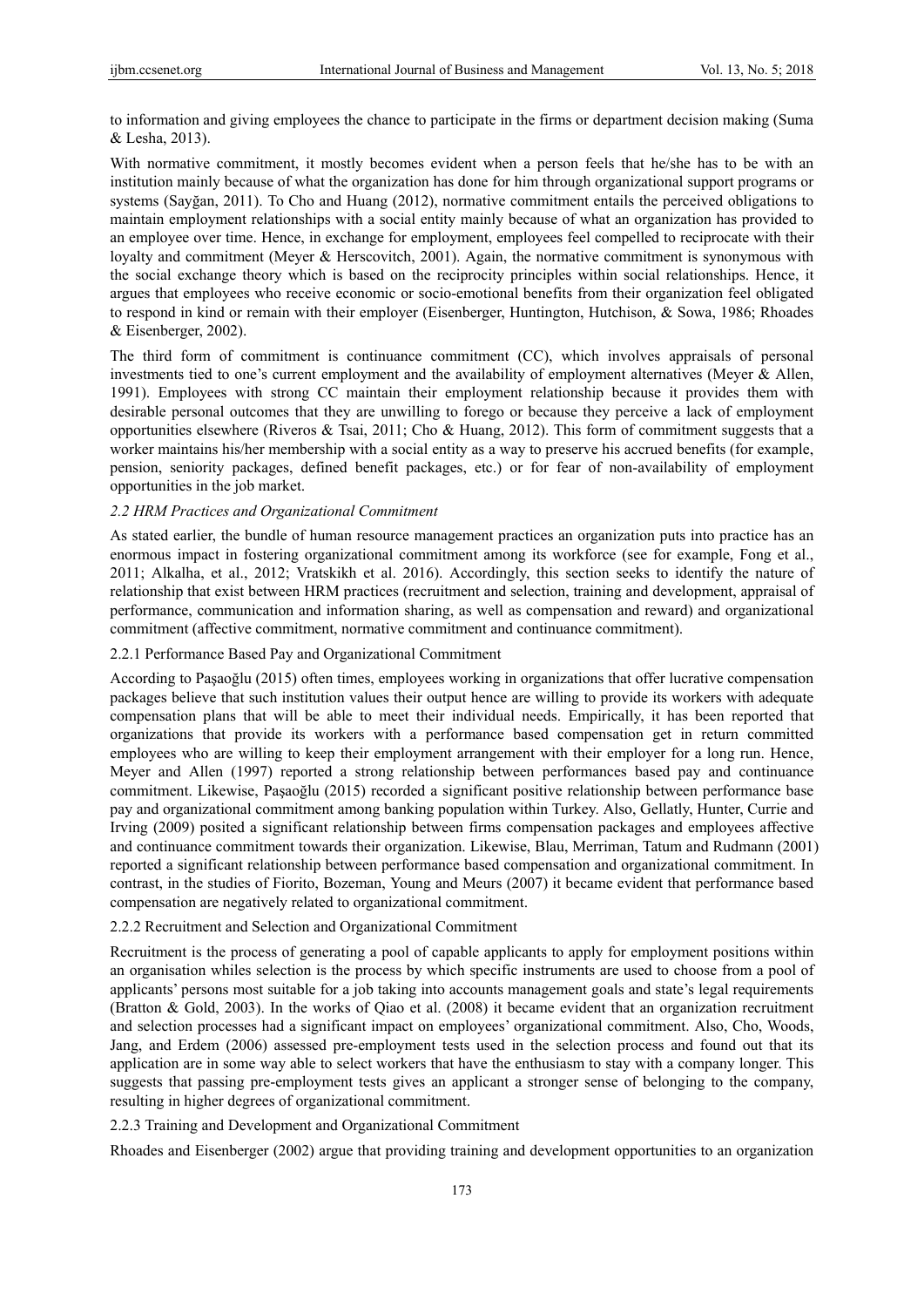to information and giving employees the chance to participate in the firms or department decision making (Suma & Lesha, 2013).

With normative commitment, it mostly becomes evident when a person feels that he/she has to be with an institution mainly because of what the organization has done for him through organizational support programs or systems (Sayğan, 2011). To Cho and Huang (2012), normative commitment entails the perceived obligations to maintain employment relationships with a social entity mainly because of what an organization has provided to an employee over time. Hence, in exchange for employment, employees feel compelled to reciprocate with their loyalty and commitment (Meyer & Herscovitch, 2001). Again, the normative commitment is synonymous with the social exchange theory which is based on the reciprocity principles within social relationships. Hence, it argues that employees who receive economic or socio-emotional benefits from their organization feel obligated to respond in kind or remain with their employer (Eisenberger, Huntington, Hutchison, & Sowa, 1986; Rhoades & Eisenberger, 2002).

The third form of commitment is continuance commitment (CC), which involves appraisals of personal investments tied to one's current employment and the availability of employment alternatives (Meyer & Allen, 1991). Employees with strong CC maintain their employment relationship because it provides them with desirable personal outcomes that they are unwilling to forego or because they perceive a lack of employment opportunities elsewhere (Riveros & Tsai, 2011; Cho & Huang, 2012). This form of commitment suggests that a worker maintains his/her membership with a social entity as a way to preserve his accrued benefits (for example, pension, seniority packages, defined benefit packages, etc.) or for fear of non-availability of employment opportunities in the job market.

### *2.2 HRM Practices and Organizational Commitment*

As stated earlier, the bundle of human resource management practices an organization puts into practice has an enormous impact in fostering organizational commitment among its workforce (see for example, Fong et al., 2011; Alkalha, et al., 2012; Vratskikh et al. 2016). Accordingly, this section seeks to identify the nature of relationship that exist between HRM practices (recruitment and selection, training and development, appraisal of performance, communication and information sharing, as well as compensation and reward) and organizational commitment (affective commitment, normative commitment and continuance commitment).

#### 2.2.1 Performance Based Pay and Organizational Commitment

According to Paşaoğlu (2015) often times, employees working in organizations that offer lucrative compensation packages believe that such institution values their output hence are willing to provide its workers with adequate compensation plans that will be able to meet their individual needs. Empirically, it has been reported that organizations that provide its workers with a performance based compensation get in return committed employees who are willing to keep their employment arrangement with their employer for a long run. Hence, Meyer and Allen (1997) reported a strong relationship between performances based pay and continuance commitment. Likewise, Paşaoğlu (2015) recorded a significant positive relationship between performance base pay and organizational commitment among banking population within Turkey. Also, Gellatly, Hunter, Currie and Irving (2009) posited a significant relationship between firms compensation packages and employees affective and continuance commitment towards their organization. Likewise, Blau, Merriman, Tatum and Rudmann (2001) reported a significant relationship between performance based compensation and organizational commitment. In contrast, in the studies of Fiorito, Bozeman, Young and Meurs (2007) it became evident that performance based compensation are negatively related to organizational commitment.

#### 2.2.2 Recruitment and Selection and Organizational Commitment

Recruitment is the process of generating a pool of capable applicants to apply for employment positions within an organisation whiles selection is the process by which specific instruments are used to choose from a pool of applicants' persons most suitable for a job taking into accounts management goals and state's legal requirements (Bratton & Gold, 2003). In the works of Qiao et al. (2008) it became evident that an organization recruitment and selection processes had a significant impact on employees' organizational commitment. Also, Cho, Woods, Jang, and Erdem (2006) assessed pre-employment tests used in the selection process and found out that its application are in some way able to select workers that have the enthusiasm to stay with a company longer. This suggests that passing pre-employment tests gives an applicant a stronger sense of belonging to the company, resulting in higher degrees of organizational commitment.

#### 2.2.3 Training and Development and Organizational Commitment

Rhoades and Eisenberger (2002) argue that providing training and development opportunities to an organization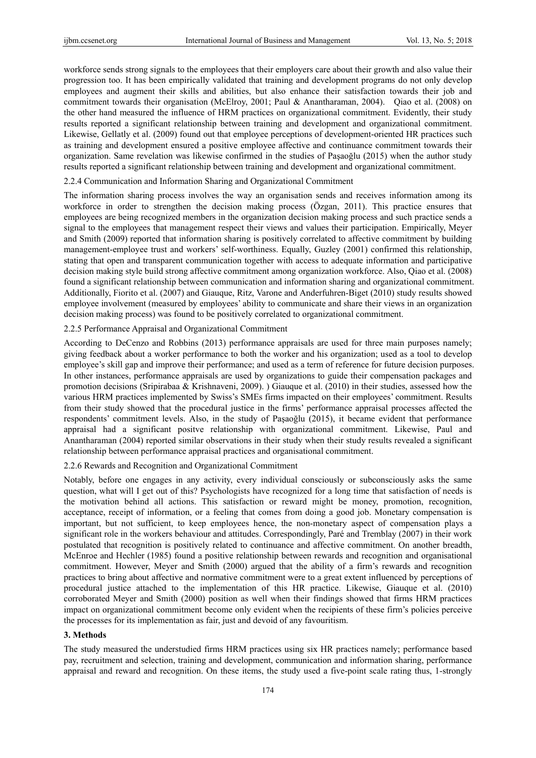workforce sends strong signals to the employees that their employers care about their growth and also value their progression too. It has been empirically validated that training and development programs do not only develop employees and augment their skills and abilities, but also enhance their satisfaction towards their job and commitment towards their organisation (McElroy, 2001; Paul & Anantharaman, 2004). Qiao et al. (2008) on the other hand measured the influence of HRM practices on organizational commitment. Evidently, their study results reported a significant relationship between training and development and organizational commitment. Likewise, Gellatly et al. (2009) found out that employee perceptions of development-oriented HR practices such as training and development ensured a positive employee affective and continuance commitment towards their organization. Same revelation was likewise confirmed in the studies of Paşaoğlu (2015) when the author study results reported a significant relationship between training and development and organizational commitment.

### 2.2.4 Communication and Information Sharing and Organizational Commitment

The information sharing process involves the way an organisation sends and receives information among its workforce in order to strengthen the decision making process (Özgan, 2011). This practice ensures that employees are being recognized members in the organization decision making process and such practice sends a signal to the employees that management respect their views and values their participation. Empirically, Meyer and Smith (2009) reported that information sharing is positively correlated to affective commitment by building management-employee trust and workers' self-worthiness. Equally, Guzley (2001) confirmed this relationship, stating that open and transparent communication together with access to adequate information and participative decision making style build strong affective commitment among organization workforce. Also, Qiao et al. (2008) found a significant relationship between communication and information sharing and organizational commitment. Additionally, Fiorito et al. (2007) and Giauque, Ritz, Varone and Anderfuhren-Biget (2010) study results showed employee involvement (measured by employees' ability to communicate and share their views in an organization decision making process) was found to be positively correlated to organizational commitment.

### 2.2.5 Performance Appraisal and Organizational Commitment

According to DeCenzo and Robbins (2013) performance appraisals are used for three main purposes namely; giving feedback about a worker performance to both the worker and his organization; used as a tool to develop employee's skill gap and improve their performance; and used as a term of reference for future decision purposes. In other instances, performance appraisals are used by organizations to guide their compensation packages and promotion decisions (Sripirabaa & Krishnaveni, 2009). ) Giauque et al. (2010) in their studies, assessed how the various HRM practices implemented by Swiss's SMEs firms impacted on their employees' commitment. Results from their study showed that the procedural justice in the firms' performance appraisal processes affected the respondents' commitment levels. Also, in the study of Paşaoğlu (2015), it became evident that performance appraisal had a significant positve relationship with organizational commitment. Likewise, Paul and Anantharaman (2004) reported similar observations in their study when their study results revealed a significant relationship between performance appraisal practices and organisational commitment.

### 2.2.6 Rewards and Recognition and Organizational Commitment

Notably, before one engages in any activity, every individual consciously or subconsciously asks the same question, what will I get out of this? Psychologists have recognized for a long time that satisfaction of needs is the motivation behind all actions. This satisfaction or reward might be money, promotion, recognition, acceptance, receipt of information, or a feeling that comes from doing a good job. Monetary compensation is important, but not sufficient, to keep employees hence, the non-monetary aspect of compensation plays a significant role in the workers behaviour and attitudes. Correspondingly, Paré and Tremblay (2007) in their work postulated that recognition is positively related to continuance and affective commitment. On another breadth, McEnroe and Hechler (1985) found a positive relationship between rewards and recognition and organisational commitment. However, Meyer and Smith (2000) argued that the ability of a firm's rewards and recognition practices to bring about affective and normative commitment were to a great extent influenced by perceptions of procedural justice attached to the implementation of this HR practice. Likewise, Giauque et al. (2010) corroborated Meyer and Smith (2000) position as well when their findings showed that firms HRM practices impact on organizational commitment become only evident when the recipients of these firm's policies perceive the processes for its implementation as fair, just and devoid of any favouritism.

## 3. Methods

The study measured the understudied firms HRM practices using six HR practices namely; performance based pay, recruitment and selection, training and development, communication and information sharing, performance appraisal and reward and recognition. On these items, the study used a five-point scale rating thus, 1-strongly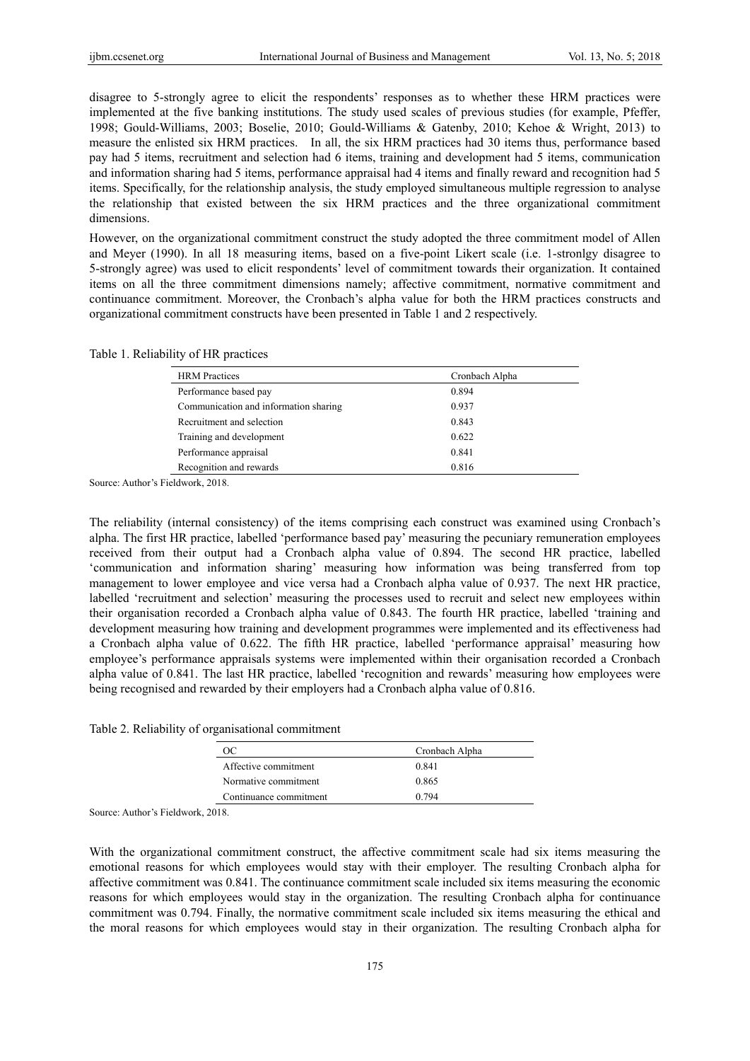disagree to 5-strongly agree to elicit the respondents' responses as to whether these HRM practices were implemented at the five banking institutions. The study used scales of previous studies (for example, Pfeffer, 1998; Gould-Williams, 2003; Boselie, 2010; Gould-Williams & Gatenby, 2010; Kehoe & Wright, 2013) to measure the enlisted six HRM practices. In all, the six HRM practices had 30 items thus, performance based pay had 5 items, recruitment and selection had 6 items, training and development had 5 items, communication and information sharing had 5 items, performance appraisal had 4 items and finally reward and recognition had 5 items. Specifically, for the relationship analysis, the study employed simultaneous multiple regression to analyse the relationship that existed between the six HRM practices and the three organizational commitment dimensions.

However, on the organizational commitment construct the study adopted the three commitment model of Allen and Meyer (1990). In all 18 measuring items, based on a five-point Likert scale (i.e. 1-stronlgy disagree to 5-strongly agree) was used to elicit respondents' level of commitment towards their organization. It contained items on all the three commitment dimensions namely; affective commitment, normative commitment and continuance commitment. Moreover, the Cronbach's alpha value for both the HRM practices constructs and organizational commitment constructs have been presented in Table 1 and 2 respectively.

Table 1. Reliability of HR practices

| HRM Practices | Cronbach Alpha |
|---|---|
| Performance based pay | 0.894 |
| Communication and information sharing | 0.937 |
| Recruitment and selection | 0.843 |
| Training and development | 0.622 |
| Performance appraisal | 0.841 |
| Recognition and rewards | 0.816 |

Source: Author's Fieldwork, 2018.

The reliability (internal consistency) of the items comprising each construct was examined using Cronbach's alpha. The first HR practice, labelled 'performance based pay' measuring the pecuniary remuneration employees received from their output had a Cronbach alpha value of 0.894. The second HR practice, labelled 'communication and information sharing' measuring how information was being transferred from top management to lower employee and vice versa had a Cronbach alpha value of 0.937. The next HR practice, labelled 'recruitment and selection' measuring the processes used to recruit and select new employees within their organisation recorded a Cronbach alpha value of 0.843. The fourth HR practice, labelled 'training and development measuring how training and development programmes were implemented and its effectiveness had a Cronbach alpha value of 0.622. The fifth HR practice, labelled 'performance appraisal' measuring how employee's performance appraisals systems were implemented within their organisation recorded a Cronbach alpha value of 0.841. The last HR practice, labelled 'recognition and rewards' measuring how employees were being recognised and rewarded by their employers had a Cronbach alpha value of 0.816.

Table 2. Reliability of organisational commitment

| OC | Cronbach Alpha |
|---|---|
| Affective commitment | 0.841 |
| Normative commitment | 0.865 |
| Continuance commitment | 0.794 |

Source: Author's Fieldwork, 2018.

With the organizational commitment construct, the affective commitment scale had six items measuring the emotional reasons for which employees would stay with their employer. The resulting Cronbach alpha for affective commitment was 0.841. The continuance commitment scale included six items measuring the economic reasons for which employees would stay in the organization. The resulting Cronbach alpha for continuance commitment was 0.794. Finally, the normative commitment scale included six items measuring the ethical and the moral reasons for which employees would stay in their organization. The resulting Cronbach alpha for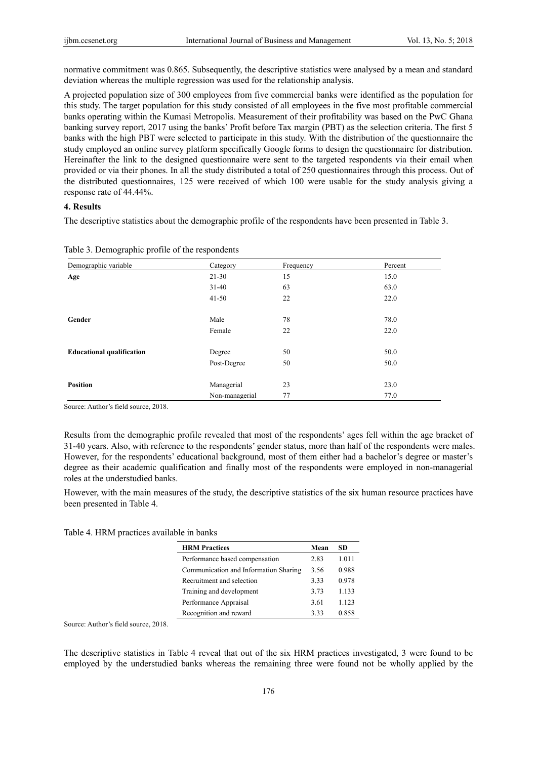normative commitment was 0.865. Subsequently, the descriptive statistics were analysed by a mean and standard deviation whereas the multiple regression was used for the relationship analysis.

A projected population size of 300 employees from five commercial banks were identified as the population for this study. The target population for this study consisted of all employees in the five most profitable commercial banks operating within the Kumasi Metropolis. Measurement of their profitability was based on the PwC Ghana banking survey report, 2017 using the banks' Profit before Tax margin (PBT) as the selection criteria. The first 5 banks with the high PBT were selected to participate in this study. With the distribution of the questionnaire the study employed an online survey platform specifically Google forms to design the questionnaire for distribution. Hereinafter the link to the designed questionnaire were sent to the targeted respondents via their email when provided or via their phones. In all the study distributed a total of 250 questionnaires through this process. Out of the distributed questionnaires, 125 were received of which 100 were usable for the study analysis giving a response rate of 44.44%.

## 4. Results

The descriptive statistics about the demographic profile of the respondents have been presented in Table 3.

Table 3. Demographic profile of the respondents

| Demographic variable | Category | Frequency | Percent |
|---|---|---|---|
| **Age** | 21-30 | 15 | 15.0 |
| | 31-40 | 63 | 63.0 |
| | 41-50 | 22 | 22.0 |
| **Gender** | Male | 78 | 78.0 |
| | Female | 22 | 22.0 |
| **Educational qualification** | Degree | 50 | 50.0 |
| | Post-Degree | 50 | 50.0 |
| **Position** | Managerial | 23 | 23.0 |
| | Non-managerial | 77 | 77.0 |

Source: Author's field source, 2018.

Results from the demographic profile revealed that most of the respondents' ages fell within the age bracket of 31-40 years. Also, with reference to the respondents' gender status, more than half of the respondents were males. However, for the respondents' educational background, most of them either had a bachelor's degree or master's degree as their academic qualification and finally most of the respondents were employed in non-managerial roles at the understudied banks.

However, with the main measures of the study, the descriptive statistics of the six human resource practices have been presented in Table 4.

Table 4. HRM practices available in banks

| HRM Practices | Mean | SD |
|---|---|---|
| Performance based compensation | 2.83 | 1.011 |
| Communication and Information Sharing | 3.56 | 0.988 |
| Recruitment and selection | 3.33 | 0.978 |
| Training and development | 3.73 | 1.133 |
| Performance Appraisal | 3.61 | 1.123 |
| Recognition and reward | 3.33 | 0.858 |

Source: Author's field source, 2018.

The descriptive statistics in Table 4 reveal that out of the six HRM practices investigated, 3 were found to be employed by the understudied banks whereas the remaining three were found not be wholly applied by the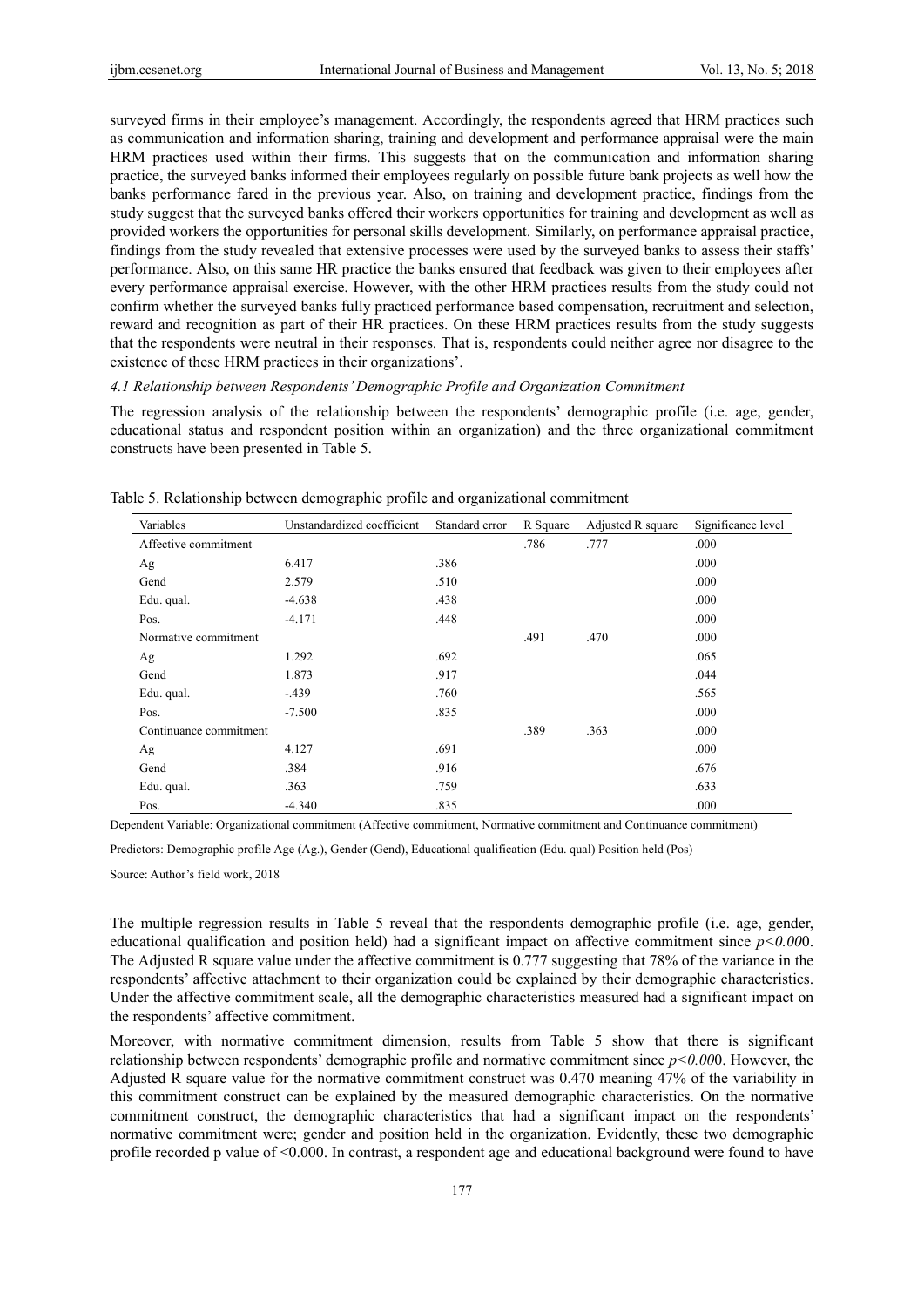surveyed firms in their employee's management. Accordingly, the respondents agreed that HRM practices such as communication and information sharing, training and development and performance appraisal were the main HRM practices used within their firms. This suggests that on the communication and information sharing practice, the surveyed banks informed their employees regularly on possible future bank projects as well how the banks performance fared in the previous year. Also, on training and development practice, findings from the study suggest that the surveyed banks offered their workers opportunities for training and development as well as provided workers the opportunities for personal skills development. Similarly, on performance appraisal practice, findings from the study revealed that extensive processes were used by the surveyed banks to assess their staffs' performance. Also, on this same HR practice the banks ensured that feedback was given to their employees after every performance appraisal exercise. However, with the other HRM practices results from the study could not confirm whether the surveyed banks fully practiced performance based compensation, recruitment and selection, reward and recognition as part of their HR practices. On these HRM practices results from the study suggests that the respondents were neutral in their responses. That is, respondents could neither agree nor disagree to the existence of these HRM practices in their organizations'.

### *4.1 Relationship between Respondents' Demographic Profile and Organization Commitment*

The regression analysis of the relationship between the respondents' demographic profile (i.e. age, gender, educational status and respondent position within an organization) and the three organizational commitment constructs have been presented in Table 5.

Table 5. Relationship between demographic profile and organizational commitment

| Variables | Unstandardized coefficient | Standard error | R Square | Adjusted R square | Significance level |
|---|---|---|---|---|---|
| Affective commitment | | | .786 | .777 | .000 |
| Ag | 6.417 | .386 | | | .000 |
| Gend | 2.579 | .510 | | | .000 |
| Edu. qual. | -4.638 | .438 | | | .000 |
| Pos. | -4.171 | .448 | | | .000 |
| Normative commitment | | | .491 | .470 | .000 |
| Ag | 1.292 | .692 | | | .065 |
| Gend | 1.873 | .917 | | | .044 |
| Edu. qual. | -.439 | .760 | | | .565 |
| Pos. | -7.500 | .835 | | | .000 |
| Continuance commitment | | | .389 | .363 | .000 |
| Ag | 4.127 | .691 | | | .000 |
| Gend | .384 | .916 | | | .676 |
| Edu. qual. | .363 | .759 | | | .633 |
| Pos. | -4.340 | .835 | | | .000 |

Dependent Variable: Organizational commitment (Affective commitment, Normative commitment and Continuance commitment)

Predictors: Demographic profile Age (Ag.), Gender (Gend), Educational qualification (Edu. qual) Position held (Pos)

Source: Author's field work, 2018

The multiple regression results in Table 5 reveal that the respondents demographic profile (i.e. age, gender, educational qualification and position held) had a significant impact on affective commitment since $p<0.000$. The Adjusted R square value under the affective commitment is 0.777 suggesting that 78% of the variance in the respondents' affective attachment to their organization could be explained by their demographic characteristics. Under the affective commitment scale, all the demographic characteristics measured had a significant impact on the respondents' affective commitment.

Moreover, with normative commitment dimension, results from Table 5 show that there is significant relationship between respondents' demographic profile and normative commitment since $p<0.000$. However, the Adjusted R square value for the normative commitment construct was 0.470 meaning 47% of the variability in this commitment construct can be explained by the measured demographic characteristics. On the normative commitment construct, the demographic characteristics that had a significant impact on the respondents' normative commitment were; gender and position held in the organization. Evidently, these two demographic profile recorded p value of <0.000. In contrast, a respondent age and educational background were found to have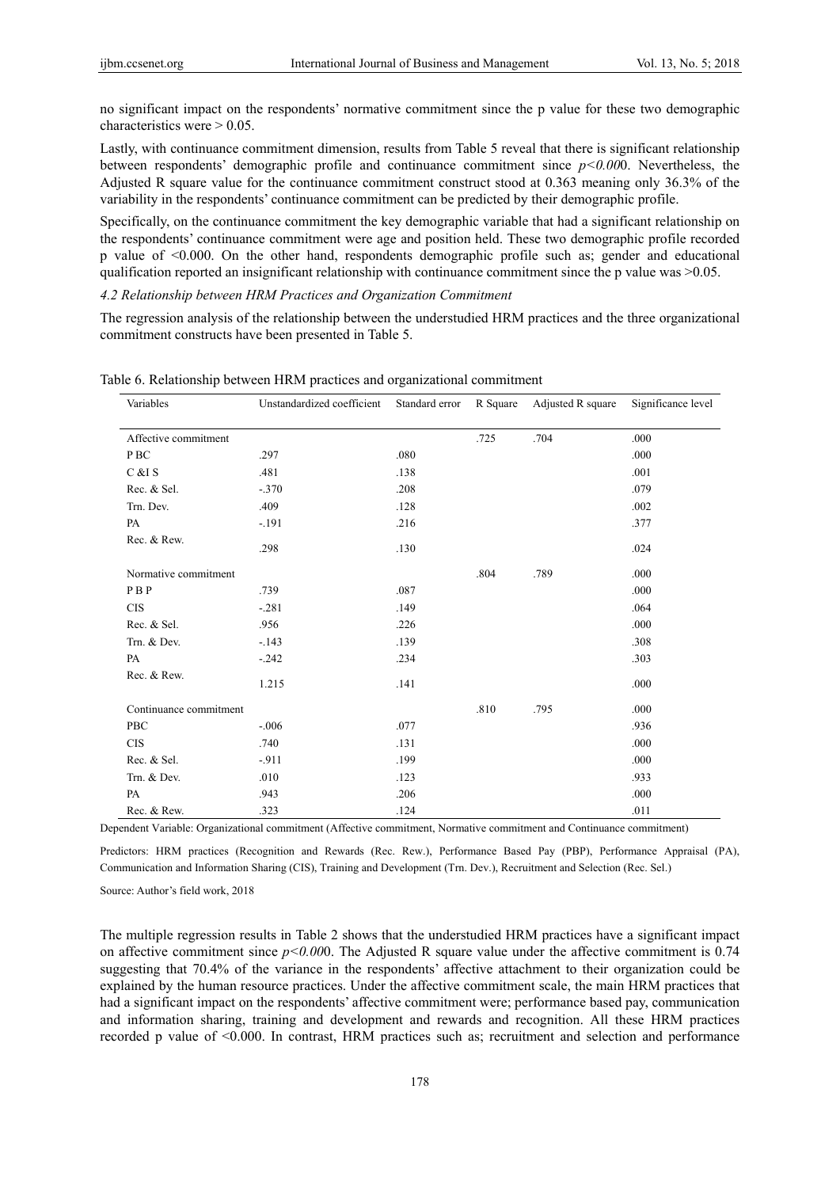no significant impact on the respondents' normative commitment since the p value for these two demographic characteristics were > 0.05.

Lastly, with continuance commitment dimension, results from Table 5 reveal that there is significant relationship between respondents' demographic profile and continuance commitment since *p<0.00*0. Nevertheless, the Adjusted R square value for the continuance commitment construct stood at 0.363 meaning only 36.3% of the variability in the respondents' continuance commitment can be predicted by their demographic profile.

Specifically, on the continuance commitment the key demographic variable that had a significant relationship on the respondents' continuance commitment were age and position held. These two demographic profile recorded p value of <0.000. On the other hand, respondents demographic profile such as; gender and educational qualification reported an insignificant relationship with continuance commitment since the p value was >0.05.

*4.2 Relationship between HRM Practices and Organization Commitment*

The regression analysis of the relationship between the understudied HRM practices and the three organizational commitment constructs have been presented in Table 5.

Table 6. Relationship between HRM practices and organizational commitment

| Variables | Unstandardized coefficient | Standard error | R Square | Adjusted R square | Significance level |
|---|---|---|---|---|---|
| Affective commitment | | | .725 | .704 | .000 |
| P BC | .297 | .080 | | | .000 |
| C &I S | .481 | .138 | | | .001 |
| Rec. & Sel. | -.370 | .208 | | | .079 |
| Trn. Dev. | .409 | .128 | | | .002 |
| PA | -.191 | .216 | | | .377 |
| Rec. & Rew. | .298 | .130 | | | .024 |
| Normative commitment | | | .804 | .789 | .000 |
| P B P | .739 | .087 | | | .000 |
| CIS | -.281 | .149 | | | .064 |
| Rec. & Sel. | .956 | .226 | | | .000 |
| Trn. & Dev. | -.143 | .139 | | | .308 |
| PA | -.242 | .234 | | | .303 |
| Rec. & Rew. | 1.215 | .141 | | | .000 |
| Continuance commitment | | | .810 | .795 | .000 |
| PBC | -.006 | .077 | | | .936 |
| CIS | .740 | .131 | | | .000 |
| Rec. & Sel. | -.911 | .199 | | | .000 |
| Trn. & Dev. | .010 | .123 | | | .933 |
| PA | .943 | .206 | | | .000 |
| Rec. & Rew. | .323 | .124 | | | .011 |

Dependent Variable: Organizational commitment (Affective commitment, Normative commitment and Continuance commitment)

Predictors: HRM practices (Recognition and Rewards (Rec. Rew.), Performance Based Pay (PBP), Performance Appraisal (PA), Communication and Information Sharing (CIS), Training and Development (Trn. Dev.), Recruitment and Selection (Rec. Sel.)

Source: Author's field work, 2018

The multiple regression results in Table 2 shows that the understudied HRM practices have a significant impact on affective commitment since *p<0.00*0. The Adjusted R square value under the affective commitment is 0.74 suggesting that 70.4% of the variance in the respondents' affective attachment to their organization could be explained by the human resource practices. Under the affective commitment scale, the main HRM practices that had a significant impact on the respondents' affective commitment were; performance based pay, communication and information sharing, training and development and rewards and recognition. All these HRM practices recorded p value of <0.000. In contrast, HRM practices such as; recruitment and selection and performance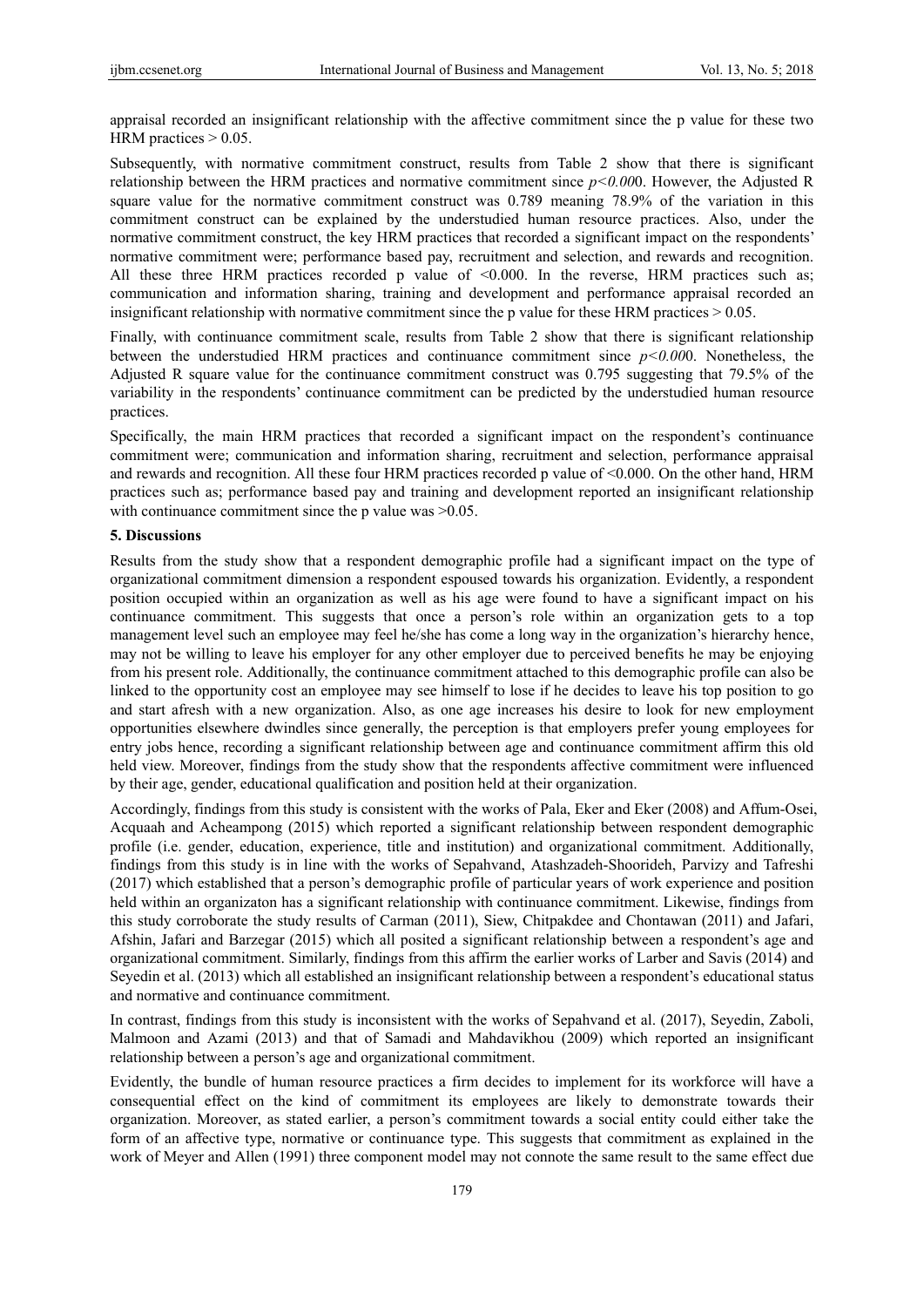appraisal recorded an insignificant relationship with the affective commitment since the p value for these two HRM practices > 0.05.

Subsequently, with normative commitment construct, results from Table 2 show that there is significant relationship between the HRM practices and normative commitment since $p<0.000$. However, the Adjusted R square value for the normative commitment construct was 0.789 meaning 78.9% of the variation in this commitment construct can be explained by the understudied human resource practices. Also, under the normative commitment construct, the key HRM practices that recorded a significant impact on the respondents' normative commitment were; performance based pay, recruitment and selection, and rewards and recognition. All these three HRM practices recorded p value of <0.000. In the reverse, HRM practices such as; communication and information sharing, training and development and performance appraisal recorded an insignificant relationship with normative commitment since the p value for these HRM practices > 0.05.

Finally, with continuance commitment scale, results from Table 2 show that there is significant relationship between the understudied HRM practices and continuance commitment since $p<0.000$. Nonetheless, the Adjusted R square value for the continuance commitment construct was 0.795 suggesting that 79.5% of the variability in the respondents' continuance commitment can be predicted by the understudied human resource practices.

Specifically, the main HRM practices that recorded a significant impact on the respondent's continuance commitment were; communication and information sharing, recruitment and selection, performance appraisal and rewards and recognition. All these four HRM practices recorded p value of <0.000. On the other hand, HRM practices such as; performance based pay and training and development reported an insignificant relationship with continuance commitment since the p value was >0.05.

## 5. Discussions

Results from the study show that a respondent demographic profile had a significant impact on the type of organizational commitment dimension a respondent espoused towards his organization. Evidently, a respondent position occupied within an organization as well as his age were found to have a significant impact on his continuance commitment. This suggests that once a person's role within an organization gets to a top management level such an employee may feel he/she has come a long way in the organization's hierarchy hence, may not be willing to leave his employer for any other employer due to perceived benefits he may be enjoying from his present role. Additionally, the continuance commitment attached to this demographic profile can also be linked to the opportunity cost an employee may see himself to lose if he decides to leave his top position to go and start afresh with a new organization. Also, as one age increases his desire to look for new employment opportunities elsewhere dwindles since generally, the perception is that employers prefer young employees for entry jobs hence, recording a significant relationship between age and continuance commitment affirm this old held view. Moreover, findings from the study show that the respondents affective commitment were influenced by their age, gender, educational qualification and position held at their organization.

Accordingly, findings from this study is consistent with the works of Pala, Eker and Eker (2008) and Affum-Osei, Acquaah and Acheampong (2015) which reported a significant relationship between respondent demographic profile (i.e. gender, education, experience, title and institution) and organizational commitment. Additionally, findings from this study is in line with the works of Sepahvand, Atashzadeh-Shoorideh, Parvizy and Tafreshi (2017) which established that a person's demographic profile of particular years of work experience and position held within an organizaton has a significant relationship with continuance commitment. Likewise, findings from this study corroborate the study results of Carman (2011), Siew, Chitpakdee and Chontawan (2011) and Jafari, Afshin, Jafari and Barzegar (2015) which all posited a significant relationship between a respondent's age and organizational commitment. Similarly, findings from this affirm the earlier works of Larber and Savis (2014) and Seyedin et al. (2013) which all established an insignificant relationship between a respondent's educational status and normative and continuance commitment.

In contrast, findings from this study is inconsistent with the works of Sepahvand et al. (2017), Seyedin, Zaboli, Malmoon and Azami (2013) and that of Samadi and Mahdavikhou (2009) which reported an insignificant relationship between a person's age and organizational commitment.

Evidently, the bundle of human resource practices a firm decides to implement for its workforce will have a consequential effect on the kind of commitment its employees are likely to demonstrate towards their organization. Moreover, as stated earlier, a person's commitment towards a social entity could either take the form of an affective type, normative or continuance type. This suggests that commitment as explained in the work of Meyer and Allen (1991) three component model may not connote the same result to the same effect due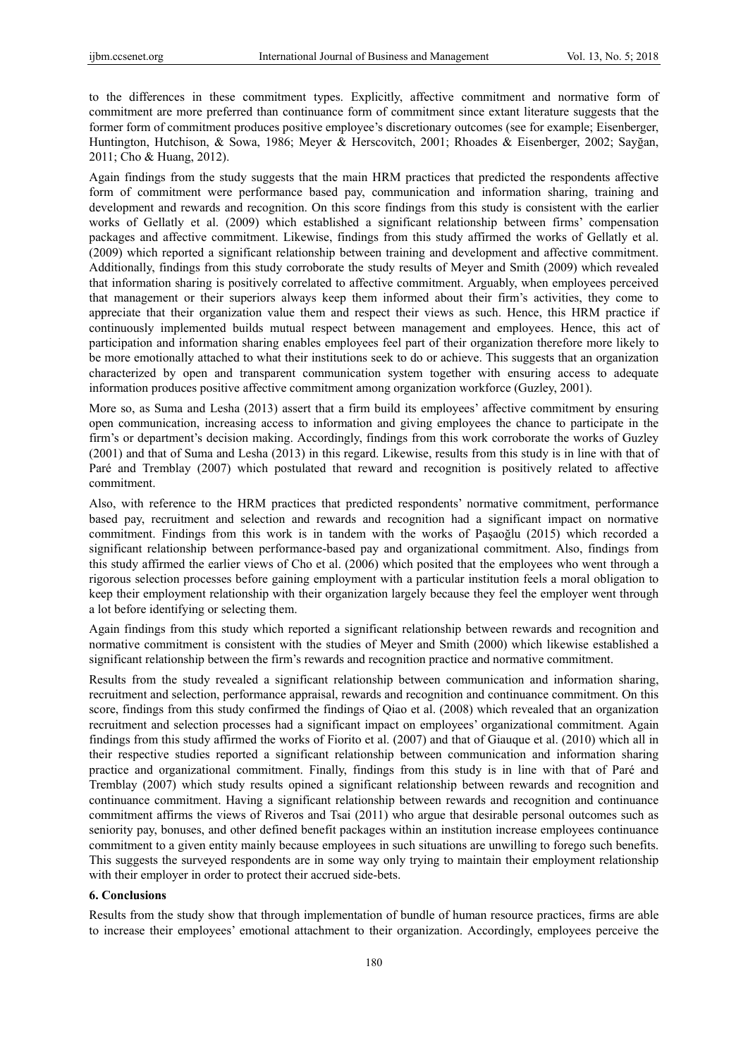to the differences in these commitment types. Explicitly, affective commitment and normative form of commitment are more preferred than continuance form of commitment since extant literature suggests that the former form of commitment produces positive employee's discretionary outcomes (see for example; Eisenberger, Huntington, Hutchison, & Sowa, 1986; Meyer & Herscovitch, 2001; Rhoades & Eisenberger, 2002; Sayğan, 2011; Cho & Huang, 2012).

Again findings from the study suggests that the main HRM practices that predicted the respondents affective form of commitment were performance based pay, communication and information sharing, training and development and rewards and recognition. On this score findings from this study is consistent with the earlier works of Gellatly et al. (2009) which established a significant relationship between firms' compensation packages and affective commitment. Likewise, findings from this study affirmed the works of Gellatly et al. (2009) which reported a significant relationship between training and development and affective commitment. Additionally, findings from this study corroborate the study results of Meyer and Smith (2009) which revealed that information sharing is positively correlated to affective commitment. Arguably, when employees perceived that management or their superiors always keep them informed about their firm's activities, they come to appreciate that their organization value them and respect their views as such. Hence, this HRM practice if continuously implemented builds mutual respect between management and employees. Hence, this act of participation and information sharing enables employees feel part of their organization therefore more likely to be more emotionally attached to what their institutions seek to do or achieve. This suggests that an organization characterized by open and transparent communication system together with ensuring access to adequate information produces positive affective commitment among organization workforce (Guzley, 2001).

More so, as Suma and Lesha (2013) assert that a firm build its employees' affective commitment by ensuring open communication, increasing access to information and giving employees the chance to participate in the firm's or department's decision making. Accordingly, findings from this work corroborate the works of Guzley (2001) and that of Suma and Lesha (2013) in this regard. Likewise, results from this study is in line with that of Paré and Tremblay (2007) which postulated that reward and recognition is positively related to affective commitment.

Also, with reference to the HRM practices that predicted respondents' normative commitment, performance based pay, recruitment and selection and rewards and recognition had a significant impact on normative commitment. Findings from this work is in tandem with the works of Paşaoğlu (2015) which recorded a significant relationship between performance-based pay and organizational commitment. Also, findings from this study affirmed the earlier views of Cho et al. (2006) which posited that the employees who went through a rigorous selection processes before gaining employment with a particular institution feels a moral obligation to keep their employment relationship with their organization largely because they feel the employer went through a lot before identifying or selecting them.

Again findings from this study which reported a significant relationship between rewards and recognition and normative commitment is consistent with the studies of Meyer and Smith (2000) which likewise established a significant relationship between the firm's rewards and recognition practice and normative commitment.

Results from the study revealed a significant relationship between communication and information sharing, recruitment and selection, performance appraisal, rewards and recognition and continuance commitment. On this score, findings from this study confirmed the findings of Qiao et al. (2008) which revealed that an organization recruitment and selection processes had a significant impact on employees' organizational commitment. Again findings from this study affirmed the works of Fiorito et al. (2007) and that of Giauque et al. (2010) which all in their respective studies reported a significant relationship between communication and information sharing practice and organizational commitment. Finally, findings from this study is in line with that of Paré and Tremblay (2007) which study results opined a significant relationship between rewards and recognition and continuance commitment. Having a significant relationship between rewards and recognition and continuance commitment affirms the views of Riveros and Tsai (2011) who argue that desirable personal outcomes such as seniority pay, bonuses, and other defined benefit packages within an institution increase employees continuance commitment to a given entity mainly because employees in such situations are unwilling to forego such benefits. This suggests the surveyed respondents are in some way only trying to maintain their employment relationship with their employer in order to protect their accrued side-bets.

## 6. Conclusions

Results from the study show that through implementation of bundle of human resource practices, firms are able to increase their employees' emotional attachment to their organization. Accordingly, employees perceive the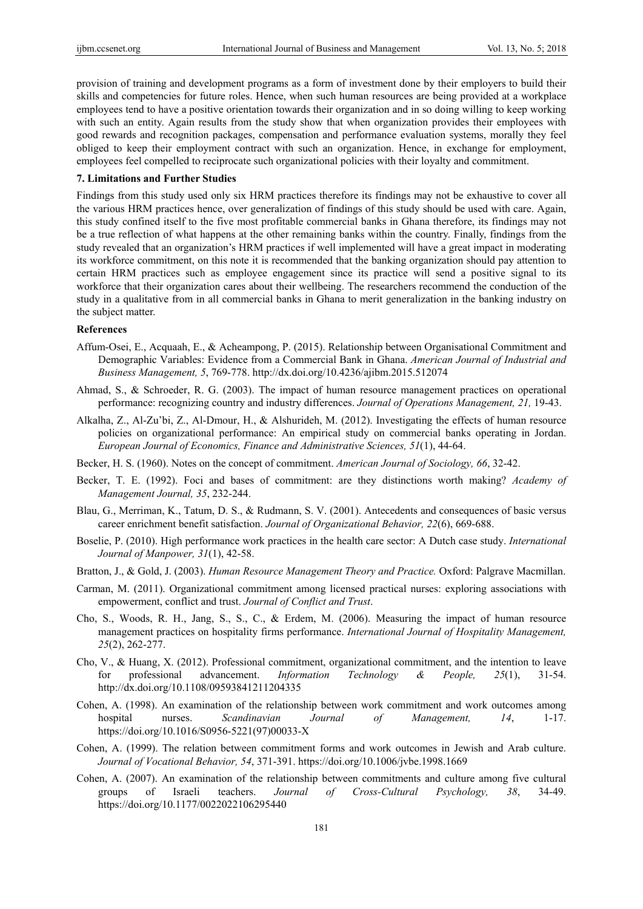provision of training and development programs as a form of investment done by their employers to build their skills and competencies for future roles. Hence, when such human resources are being provided at a workplace employees tend to have a positive orientation towards their organization and in so doing willing to keep working with such an entity. Again results from the study show that when organization provides their employees with good rewards and recognition packages, compensation and performance evaluation systems, morally they feel obliged to keep their employment contract with such an organization. Hence, in exchange for employment, employees feel compelled to reciprocate such organizational policies with their loyalty and commitment.

### 7. Limitations and Further Studies

Findings from this study used only six HRM practices therefore its findings may not be exhaustive to cover all the various HRM practices hence, over generalization of findings of this study should be used with care. Again, this study confined itself to the five most profitable commercial banks in Ghana therefore, its findings may not be a true reflection of what happens at the other remaining banks within the country. Finally, findings from the study revealed that an organization's HRM practices if well implemented will have a great impact in moderating its workforce commitment, on this note it is recommended that the banking organization should pay attention to certain HRM practices such as employee engagement since its practice will send a positive signal to its workforce that their organization cares about their wellbeing. The researchers recommend the conduction of the study in a qualitative from in all commercial banks in Ghana to merit generalization in the banking industry on the subject matter.

### References

Affum-Osei, E., Acquaah, E., & Acheampong, P. (2015). Relationship between Organisational Commitment and Demographic Variables: Evidence from a Commercial Bank in Ghana. *American Journal of Industrial and Business Management, 5*, 769-778. http://dx.doi.org/10.4236/ajibm.2015.512074

Ahmad, S., & Schroeder, R. G. (2003). The impact of human resource management practices on operational performance: recognizing country and industry differences. *Journal of Operations Management, 21,* 19-43.

Alkalha, Z., Al-Zu'bi, Z., Al-Dmour, H., & Alshurideh, M. (2012). Investigating the effects of human resource policies on organizational performance: An empirical study on commercial banks operating in Jordan. *European Journal of Economics, Finance and Administrative Sciences, 51*(1), 44-64.

Becker, H. S. (1960). Notes on the concept of commitment. *American Journal of Sociology, 66*, 32-42.

Becker, T. E. (1992). Foci and bases of commitment: are they distinctions worth making? *Academy of Management Journal, 35*, 232-244.

Blau, G., Merriman, K., Tatum, D. S., & Rudmann, S. V. (2001). Antecedents and consequences of basic versus career enrichment benefit satisfaction. *Journal of Organizational Behavior, 22*(6), 669-688.

Boselie, P. (2010). High performance work practices in the health care sector: A Dutch case study. *International Journal of Manpower, 31*(1), 42-58.

Bratton, J., & Gold, J. (2003). *Human Resource Management Theory and Practice.* Oxford: Palgrave Macmillan.

Carman, M. (2011). Organizational commitment among licensed practical nurses: exploring associations with empowerment, conflict and trust. *Journal of Conflict and Trust*.

Cho, S., Woods, R. H., Jang, S., S., C., & Erdem, M. (2006). Measuring the impact of human resource management practices on hospitality firms performance. *International Journal of Hospitality Management, 25*(2), 262-277.

Cho, V., & Huang, X. (2012). Professional commitment, organizational commitment, and the intention to leave for professional advancement. *Information Technology & People, 25*(1), 31-54. http://dx.doi.org/10.1108/09593841211204335

Cohen, A. (1998). An examination of the relationship between work commitment and work outcomes among hospital nurses. *Scandinavian Journal of Management, 14*, 1-17. https://doi.org/10.1016/S0956-5221(97)00033-X

Cohen, A. (1999). The relation between commitment forms and work outcomes in Jewish and Arab culture. *Journal of Vocational Behavior, 54*, 371-391. https://doi.org/10.1006/jvbe.1998.1669

Cohen, A. (2007). An examination of the relationship between commitments and culture among five cultural groups of Israeli teachers. *Journal of Cross-Cultural Psychology, 38*, 34-49. https://doi.org/10.1177/0022022106295440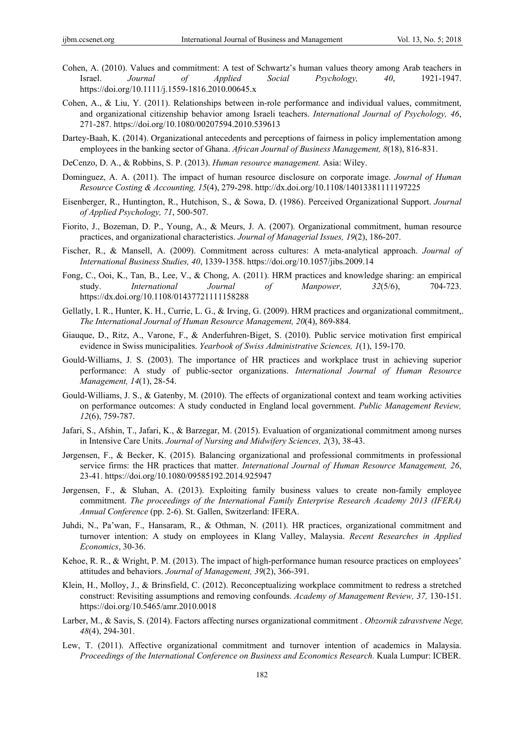Cohen, A. (2010). Values and commitment: A test of Schwartz's human values theory among Arab teachers in Israel. *Journal of Applied Social Psychology, 40*, 1921-1947. https://doi.org/10.1111/j.1559-1816.2010.00645.x

Cohen, A., & Liu, Y. (2011). Relationships between in-role performance and individual values, commitment, and organizational citizenship behavior among Israeli teachers. *International Journal of Psychology, 46*, 271-287. https://doi.org/10.1080/00207594.2010.539613

Dartey-Baah, K. (2014). Organizational antecedents and perceptions of fairness in policy implementation among employees in the banking sector of Ghana. *African Journal of Business Management, 8*(18), 816-831.

DeCenzo, D. A., & Robbins, S. P. (2013). *Human resource management.* Asia: Wiley.

Dominguez, A. A. (2011). The impact of human resource disclosure on corporate image. *Journal of Human Resource Costing & Accounting, 15*(4), 279-298. http://dx.doi.org/10.1108/14013381111197225

Eisenberger, R., Huntington, R., Hutchison, S., & Sowa, D. (1986). Perceived Organizational Support. *Journal of Applied Psychology, 71*, 500-507.

Fiorito, J., Bozeman, D. P., Young, A., & Meurs, J. A. (2007). Organizational commitment, human resource practices, and organizational characteristics. *Journal of Managerial Issues, 19*(2), 186-207.

Fischer, R., & Mansell, A. (2009). Commitment across cultures: A meta-analytical approach. *Journal of International Business Studies, 40*, 1339-1358. https://doi.org/10.1057/jibs.2009.14

Fong, C., Ooi, K., Tan, B., Lee, V., & Chong, A. (2011). HRM practices and knowledge sharing: an empirical study. *International Journal of Manpower, 32*(5/6), 704-723. https://dx.doi.org/10.1108/01437721111158288

Gellatly, I. R., Hunter, K. H., Currie, L. G., & Irving, G. (2009). HRM practices and organizational commitment,. *The International Journal of Human Resource Management, 20*(4), 869-884.

Giauque, D., Ritz, A., Varone, F., & Anderfuhren-Biget, S. (2010). Public service motivation first empirical evidence in Swiss municipalities. *Yearbook of Swiss Administrative Sciences, 1*(1), 159-170.

Gould-Williams, J. S. (2003). The importance of HR practices and workplace trust in achieving superior performance: A study of public-sector organizations. *International Journal of Human Resource Management, 14*(1), 28-54.

Gould-Williams, J. S., & Gatenby, M. (2010). The effects of organizational context and team working activities on performance outcomes: A study conducted in England local government. *Public Management Review, 12*(6), 759-787.

Jafari, S., Afshin, T., Jafari, K., & Barzegar, M. (2015). Evaluation of organizational commitment among nurses in Intensive Care Units. *Journal of Nursing and Midwifery Sciences, 2*(3), 38-43.

Jørgensen, F., & Becker, K. (2015). Balancing organizational and professional commitments in professional service firms: the HR practices that matter. *International Journal of Human Resource Management, 26*, 23-41. https://doi.org/10.1080/09585192.2014.925947

Jørgensen, F., & Sluhan, A. (2013). Exploiting family business values to create non-family employee commitment. *The proceedings of the International Family Enterprise Research Academy 2013 (IFERA) Annual Conference* (pp. 2-6). St. Gallen, Switzerland: IFERA.

Juhdi, N., Pa'wan, F., Hansaram, R., & Othman, N. (2011). HR practices, organizational commitment and turnover intention: A study on employees in Klang Valley, Malaysia. *Recent Researches in Applied Economics*, 30-36.

Kehoe, R. R., & Wright, P. M. (2013). The impact of high-performance human resource practices on employees' attitudes and behaviors. *Journal of Management, 39*(2), 366-391.

Klein, H., Molloy, J., & Brinsfield, C. (2012). Reconceptualizing workplace commitment to redress a stretched construct: Revisiting assumptions and removing confounds. *Academy of Management Review, 37,* 130-151. https://doi.org/10.5465/amr.2010.0018

Larber, M., & Savis, S. (2014). Factors affecting nurses organizational commitment . *Obzornik zdravstvene Nege, 48*(4), 294-301.

Lew, T. (2011). Affective organizational commitment and turnover intention of academics in Malaysia. *Proceedings of the International Conference on Business and Economics Research.* Kuala Lumpur: ICBER.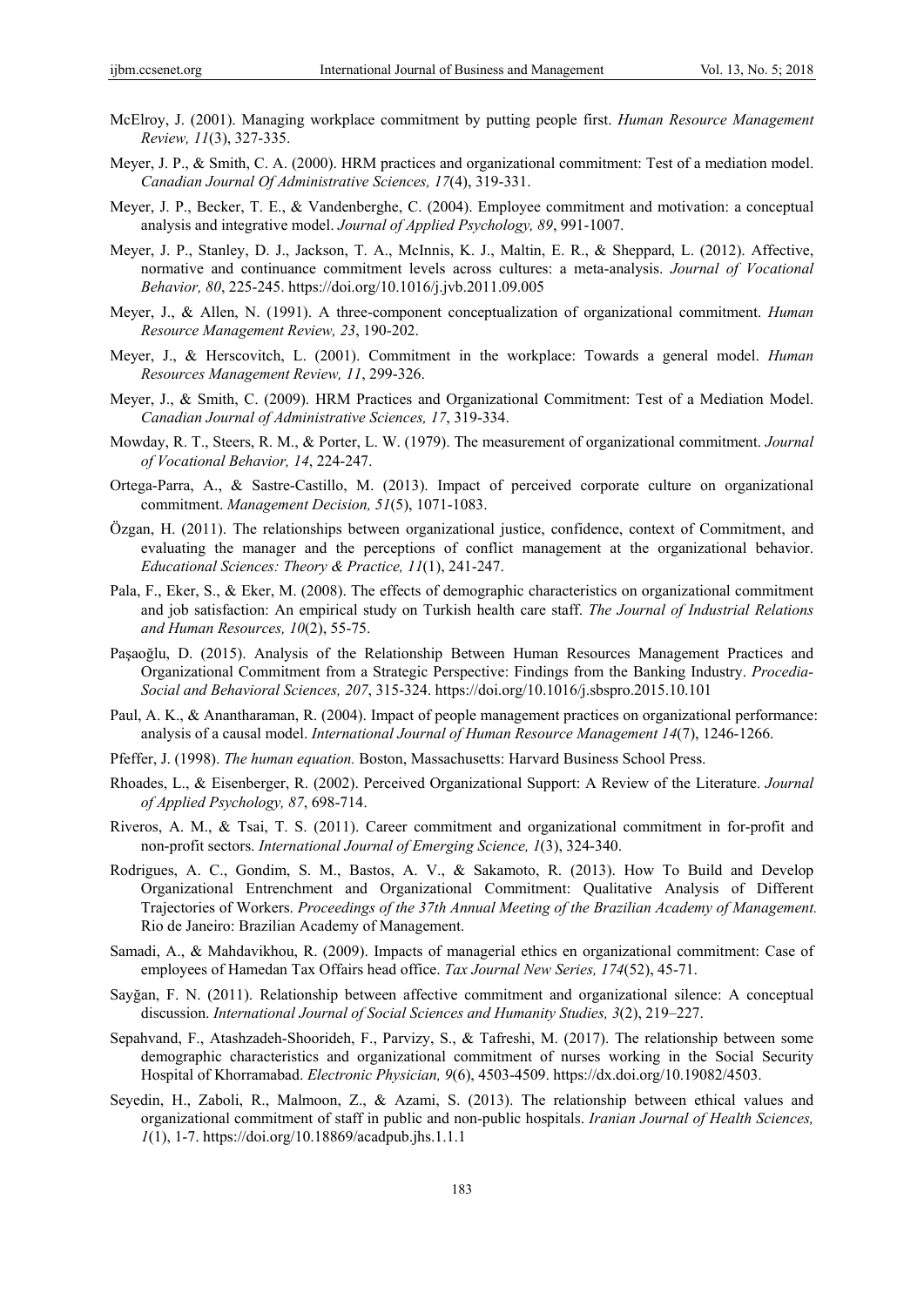McElroy, J. (2001). Managing workplace commitment by putting people first. *Human Resource Management Review, 11*(3), 327-335.

Meyer, J. P., & Smith, C. A. (2000). HRM practices and organizational commitment: Test of a mediation model. *Canadian Journal Of Administrative Sciences, 17*(4), 319-331.

Meyer, J. P., Becker, T. E., & Vandenberghe, C. (2004). Employee commitment and motivation: a conceptual analysis and integrative model. *Journal of Applied Psychology, 89*, 991-1007.

Meyer, J. P., Stanley, D. J., Jackson, T. A., McInnis, K. J., Maltin, E. R., & Sheppard, L. (2012). Affective, normative and continuance commitment levels across cultures: a meta-analysis. *Journal of Vocational Behavior, 80*, 225-245. https://doi.org/10.1016/j.jvb.2011.09.005

Meyer, J., & Allen, N. (1991). A three-component conceptualization of organizational commitment. *Human Resource Management Review, 23*, 190-202.

Meyer, J., & Herscovitch, L. (2001). Commitment in the workplace: Towards a general model. *Human Resources Management Review, 11*, 299-326.

Meyer, J., & Smith, C. (2009). HRM Practices and Organizational Commitment: Test of a Mediation Model. *Canadian Journal of Administrative Sciences, 17*, 319-334.

Mowday, R. T., Steers, R. M., & Porter, L. W. (1979). The measurement of organizational commitment. *Journal of Vocational Behavior, 14*, 224-247.

Ortega-Parra, A., & Sastre-Castillo, M. (2013). Impact of perceived corporate culture on organizational commitment. *Management Decision, 51*(5), 1071-1083.

Özgan, H. (2011). The relationships between organizational justice, confidence, context of Commitment, and evaluating the manager and the perceptions of conflict management at the organizational behavior. *Educational Sciences: Theory & Practice, 11*(1), 241-247.

Pala, F., Eker, S., & Eker, M. (2008). The effects of demographic characteristics on organizational commitment and job satisfaction: An empirical study on Turkish health care staff. *The Journal of Industrial Relations and Human Resources, 10*(2), 55-75.

Paşaoğlu, D. (2015). Analysis of the Relationship Between Human Resources Management Practices and Organizational Commitment from a Strategic Perspective: Findings from the Banking Industry. *Procedia-Social and Behavioral Sciences, 207*, 315-324. https://doi.org/10.1016/j.sbspro.2015.10.101

Paul, A. K., & Anantharaman, R. (2004). Impact of people management practices on organizational performance: analysis of a causal model. *International Journal of Human Resource Management 14*(7), 1246-1266.

Pfeffer, J. (1998). *The human equation.* Boston, Massachusetts: Harvard Business School Press.

Rhoades, L., & Eisenberger, R. (2002). Perceived Organizational Support: A Review of the Literature. *Journal of Applied Psychology, 87*, 698-714.

Riveros, A. M., & Tsai, T. S. (2011). Career commitment and organizational commitment in for-profit and non-profit sectors. *International Journal of Emerging Science, 1*(3), 324-340.

Rodrigues, A. C., Gondim, S. M., Bastos, A. V., & Sakamoto, R. (2013). How To Build and Develop Organizational Entrenchment and Organizational Commitment: Qualitative Analysis of Different Trajectories of Workers. *Proceedings of the 37th Annual Meeting of the Brazilian Academy of Management.* Rio de Janeiro: Brazilian Academy of Management.

Samadi, A., & Mahdavikhou, R. (2009). Impacts of managerial ethics en organizational commitment: Case of employees of Hamedan Tax Offairs head office. *Tax Journal New Series, 174*(52), 45-71.

Sayğan, F. N. (2011). Relationship between affective commitment and organizational silence: A conceptual discussion. *International Journal of Social Sciences and Humanity Studies, 3*(2), 219–227.

Sepahvand, F., Atashzadeh-Shoorideh, F., Parvizy, S., & Tafreshi, M. (2017). The relationship between some demographic characteristics and organizational commitment of nurses working in the Social Security Hospital of Khorramabad. *Electronic Physician, 9*(6), 4503-4509. https://dx.doi.org/10.19082/4503.

Seyedin, H., Zaboli, R., Malmoon, Z., & Azami, S. (2013). The relationship between ethical values and organizational commitment of staff in public and non-public hospitals. *Iranian Journal of Health Sciences, 1*(1), 1-7. https://doi.org/10.18869/acadpub.jhs.1.1.1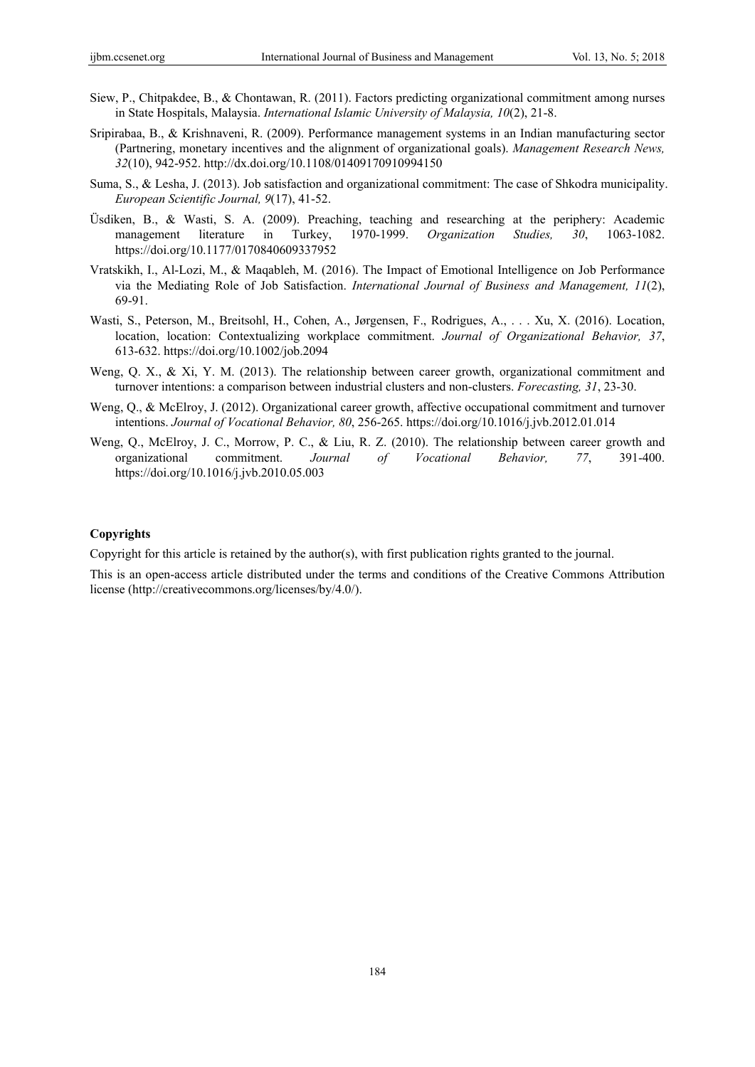Siew, P., Chitpakdee, B., & Chontawan, R. (2011). Factors predicting organizational commitment among nurses in State Hospitals, Malaysia. *International Islamic University of Malaysia, 10*(2), 21-8.

Sripirabaa, B., & Krishnaveni, R. (2009). Performance management systems in an Indian manufacturing sector (Partnering, monetary incentives and the alignment of organizational goals). *Management Research News, 32*(10), 942-952. http://dx.doi.org/10.1108/01409170910994150

Suma, S., & Lesha, J. (2013). Job satisfaction and organizational commitment: The case of Shkodra municipality. *European Scientific Journal, 9*(17), 41-52.

Üsdiken, B., & Wasti, S. A. (2009). Preaching, teaching and researching at the periphery: Academic management literature in Turkey, 1970-1999. *Organization Studies, 30*, 1063-1082. https://doi.org/10.1177/0170840609337952

Vratskikh, I., Al-Lozi, M., & Maqableh, M. (2016). The Impact of Emotional Intelligence on Job Performance via the Mediating Role of Job Satisfaction. *International Journal of Business and Management, 11*(2), 69-91.

Wasti, S., Peterson, M., Breitsohl, H., Cohen, A., Jørgensen, F., Rodrigues, A., . . . Xu, X. (2016). Location, location, location: Contextualizing workplace commitment. *Journal of Organizational Behavior, 37*, 613-632. https://doi.org/10.1002/job.2094

Weng, Q. X., & Xi, Y. M. (2013). The relationship between career growth, organizational commitment and turnover intentions: a comparison between industrial clusters and non-clusters. *Forecasting, 31*, 23-30.

Weng, Q., & McElroy, J. (2012). Organizational career growth, affective occupational commitment and turnover intentions. *Journal of Vocational Behavior, 80*, 256-265. https://doi.org/10.1016/j.jvb.2012.01.014

Weng, Q., McElroy, J. C., Morrow, P. C., & Liu, R. Z. (2010). The relationship between career growth and organizational commitment. *Journal of Vocational Behavior, 77*, 391-400. https://doi.org/10.1016/j.jvb.2010.05.003

## Copyrights

Copyright for this article is retained by the author(s), with first publication rights granted to the journal.

This is an open-access article distributed under the terms and conditions of the Creative Commons Attribution license (http://creativecommons.org/licenses/by/4.0/).